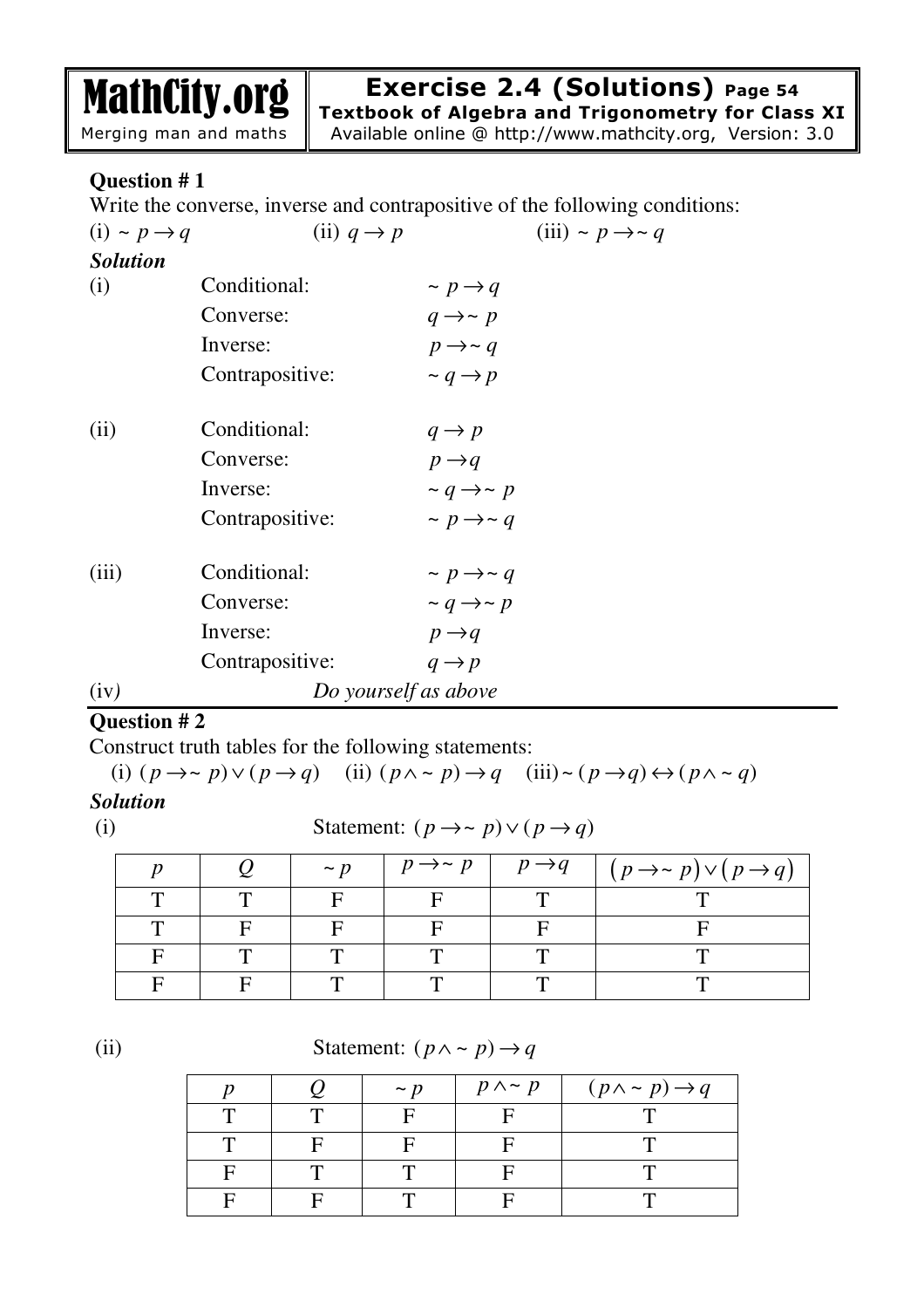MathCity.org
Merging man and maths

**Exercise 2.4 (Solutions)** Page 54
**Textbook of Algebra and Trigonometry for Class XI**
Available online @ http://www.mathcity.org, Version: 3.0

**Question # 1**
Write the converse, inverse and contrapositive of the following conditions:
(i) $\sim p \rightarrow q$  (ii) $q \rightarrow p$  (iii) $\sim p \rightarrow \sim q$

***Solution***

(i)
Conditional: $\sim p \rightarrow q$
Converse: $q \rightarrow \sim p$
Inverse: $p \rightarrow \sim q$
Contrapositive: $\sim q \rightarrow p$

(ii)
Conditional: $q \rightarrow p$
Converse: $p \rightarrow q$
Inverse: $\sim q \rightarrow \sim p$
Contrapositive: $\sim p \rightarrow \sim q$

(iii)
Conditional: $\sim p \rightarrow \sim q$
Converse: $\sim q \rightarrow \sim p$
Inverse: $p \rightarrow q$
Contrapositive: $q \rightarrow p$

(iv) *Do yourself as above*

**Question # 2**
Construct truth tables for the following statements:
(i) $(p \rightarrow \sim p) \vee (p \rightarrow q)$  (ii) $(p \wedge \sim p) \rightarrow q$  (iii) $\sim (p \rightarrow q) \leftrightarrow (p \wedge \sim q)$

***Solution***

(i) Statement: $(p \rightarrow \sim p) \vee (p \rightarrow q)$

| $p$ | $Q$ | $\sim p$ | $p \rightarrow \sim p$ | $p \rightarrow q$ | $(p \rightarrow \sim p) \vee (p \rightarrow q)$ |
|---|---|---|---|---|---|
| T | T | F | F | T | T |
| T | F | F | F | F | F |
| F | T | T | T | T | T |
| F | F | T | T | T | T |

(ii) Statement: $(p \wedge \sim p) \rightarrow q$

| $p$ | $Q$ | $\sim p$ | $p \wedge \sim p$ | $(p \wedge \sim p) \rightarrow q$ |
|---|---|---|---|---|
| T | T | F | F | T |
| T | F | F | F | T |
| F | T | T | F | T |
| F | F | T | F | T |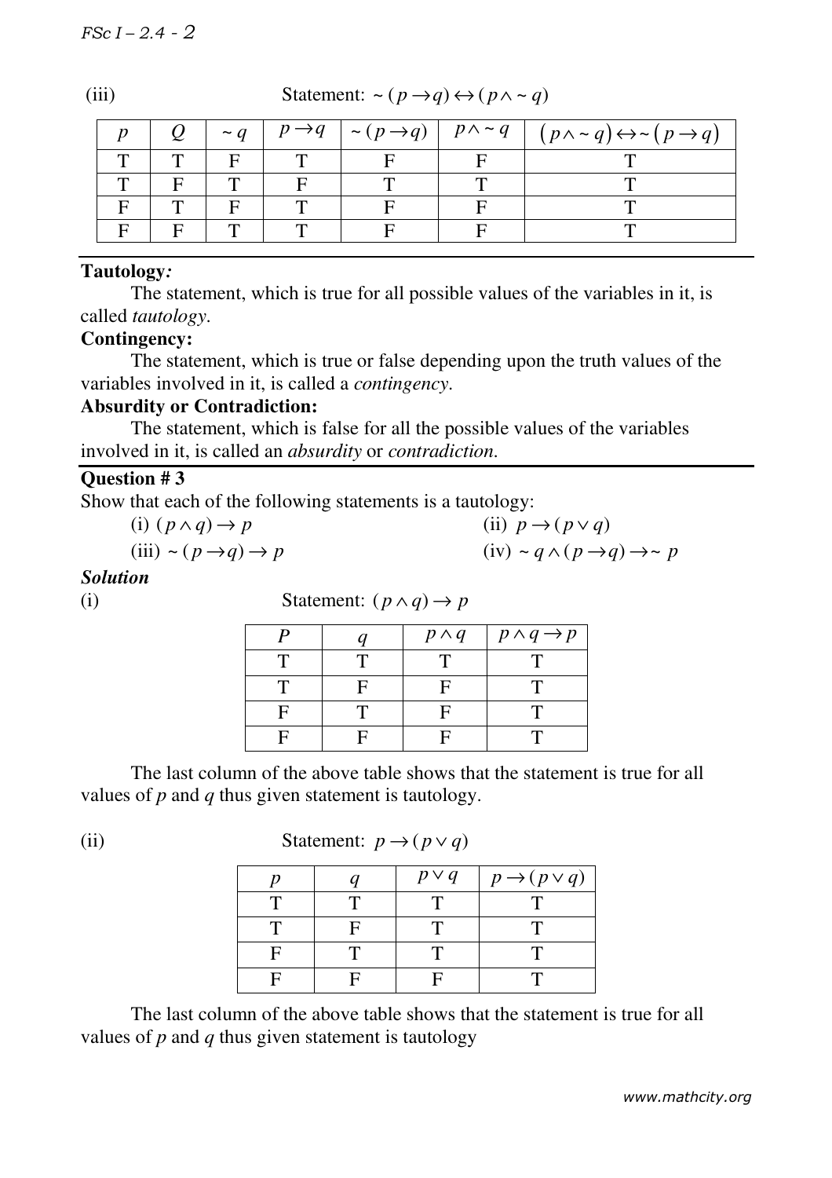(iii) Statement: $\sim(p \to q) \leftrightarrow (p \wedge \sim q)$

| $p$ | $Q$ | $\sim q$ | $p \to q$ | $\sim(p \to q)$ | $p \wedge \sim q$ | $(p \wedge \sim q) \leftrightarrow \sim(p \to q)$ |
|---|---|---|---|---|---|---|
| T | T | F | T | F | F | T |
| T | F | T | F | T | T | T |
| F | T | F | T | F | F | T |
| F | F | T | T | F | F | T |

**Tautology*:***

The statement, which is true for all possible values of the variables in it, is called *tautology*.

**Contingency:**

The statement, which is true or false depending upon the truth values of the variables involved in it, is called a *contingency*.

**Absurdity or Contradiction:**

The statement, which is false for all the possible values of the variables involved in it, is called an *absurdity* or *contradiction*.

**Question # 3**

Show that each of the following statements is a tautology:

(i) $(p \wedge q) \to p$ (ii) $p \to (p \vee q)$

(iii) $\sim(p \to q) \to p$ (iv) $\sim q \wedge (p \to q) \to \sim p$

***Solution***

(i) Statement: $(p \wedge q) \to p$

| $P$ | $q$ | $p \wedge q$ | $p \wedge q \to p$ |
|---|---|---|---|
| T | T | T | T |
| T | F | F | T |
| F | T | F | T |
| F | F | F | T |

The last column of the above table shows that the statement is true for all values of $p$ and $q$ thus given statement is tautology.

(ii) Statement: $p \to (p \vee q)$

| $p$ | $q$ | $p \vee q$ | $p \to (p \vee q)$ |
|---|---|---|---|
| T | T | T | T |
| T | F | T | T |
| F | T | T | T |
| F | F | F | T |

The last column of the above table shows that the statement is true for all values of $p$ and $q$ thus given statement is tautology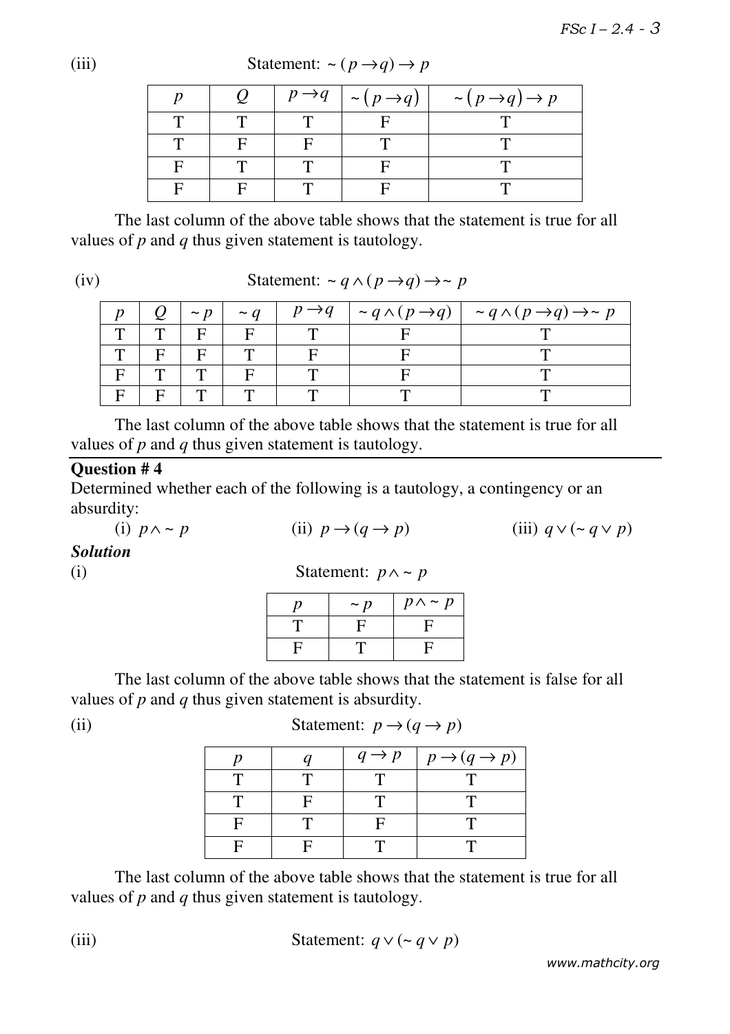(iii) Statement: $\sim(p \to q) \to p$

| $p$ | $Q$ | $p \to q$ | $\sim(p \to q)$ | $\sim(p \to q) \to p$ |
|---|---|---|---|---|
| T | T | T | F | T |
| T | F | F | T | T |
| F | T | T | F | T |
| F | F | T | F | T |

The last column of the above table shows that the statement is true for all values of $p$ and $q$ thus given statement is tautology.

(iv) Statement: $\sim q \wedge (p \to q) \to \sim p$

| $p$ | $Q$ | $\sim p$ | $\sim q$ | $p \to q$ | $\sim q \wedge (p \to q)$ | $\sim q \wedge (p \to q) \to \sim p$ |
|---|---|---|---|---|---|---|
| T | T | F | F | T | F | T |
| T | F | F | T | F | F | T |
| F | T | T | F | T | F | T |
| F | F | T | T | T | T | T |

The last column of the above table shows that the statement is true for all values of $p$ and $q$ thus given statement is tautology.

---

**Question # 4**

Determined whether each of the following is a tautology, a contingency or an absurdity:

(i) $p \wedge \sim p$ (ii) $p \to (q \to p)$ (iii) $q \vee (\sim q \vee p)$

***Solution***

(i) Statement: $p \wedge \sim p$

| $p$ | $\sim p$ | $p \wedge \sim p$ |
|---|---|---|
| T | F | F |
| F | T | F |

The last column of the above table shows that the statement is false for all values of $p$ and $q$ thus given statement is absurdity.

(ii) Statement: $p \to (q \to p)$

| $p$ | $q$ | $q \to p$ | $p \to (q \to p)$ |
|---|---|---|---|
| T | T | T | T |
| T | F | T | T |
| F | T | F | T |
| F | F | T | T |

The last column of the above table shows that the statement is true for all values of $p$ and $q$ thus given statement is tautology.

(iii) Statement: $q \vee (\sim q \vee p)$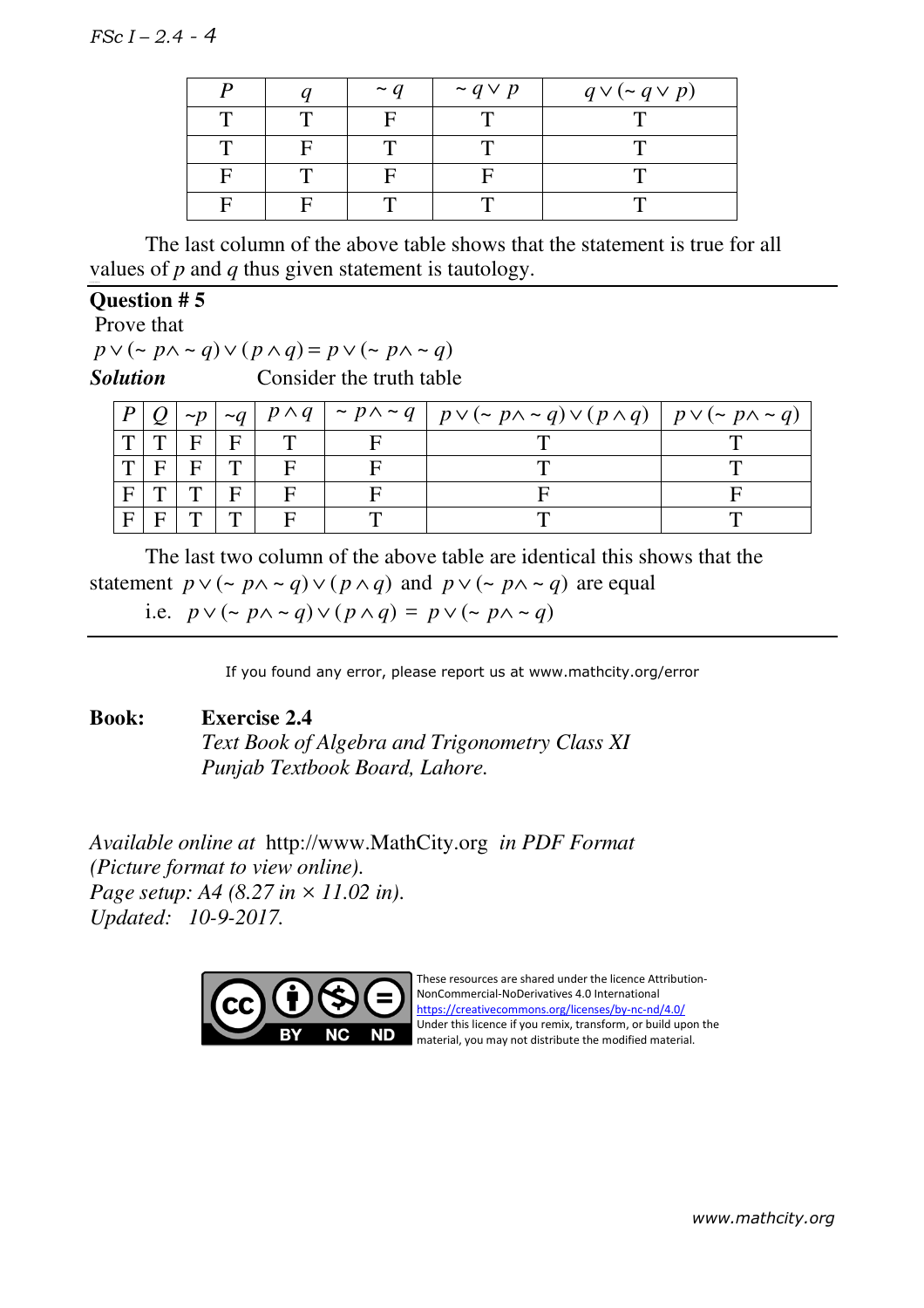| $P$ | $q$ | $\sim q$ | $\sim q \vee p$ | $q \vee (\sim q \vee p)$ |
|---|---|---|---|---|
| T | T | F | T | T |
| T | F | T | T | T |
| F | T | F | F | T |
| F | F | T | T | T |

The last column of the above table shows that the statement is true for all values of $p$ and $q$ thus given statement is tautology.

---

**Question # 5**

Prove that

$p \vee (\sim p \wedge \sim q) \vee (p \wedge q) = p \vee (\sim p \wedge \sim q)$

***Solution*** Consider the truth table

| $P$ | $Q$ | $\sim p$ | $\sim q$ | $p \wedge q$ | $\sim p \wedge \sim q$ | $p \vee (\sim p \wedge \sim q) \vee (p \wedge q)$ | $p \vee (\sim p \wedge \sim q)$ |
|---|---|---|---|---|---|---|---|
| T | T | F | F | T | F | T | T |
| T | F | F | T | F | F | T | T |
| F | T | T | F | F | F | F | F |
| F | F | T | T | F | T | T | T |

The last two column of the above table are identical this shows that the statement $p \vee (\sim p \wedge \sim q) \vee (p \wedge q)$ and $p \vee (\sim p \wedge \sim q)$ are equal

i.e. $p \vee (\sim p \wedge \sim q) \vee (p \wedge q) = p \vee (\sim p \wedge \sim q)$

---

If you found any error, please report us at www.mathcity.org/error

**Book:** **Exercise 2.4**
*Text Book of Algebra and Trigonometry Class XI*
*Punjab Textbook Board, Lahore.*

*Available online at* http://www.MathCity.org *in PDF Format*
*(Picture format to view online).*
*Page setup: A4 (8.27 in × 11.02 in).*
*Updated: 10-9-2017.*

These resources are shared under the licence Attribution-NonCommercial-NoDerivatives 4.0 International
https://creativecommons.org/licenses/by-nc-nd/4.0/
Under this licence if you remix, transform, or build upon the material, you may not distribute the modified material.